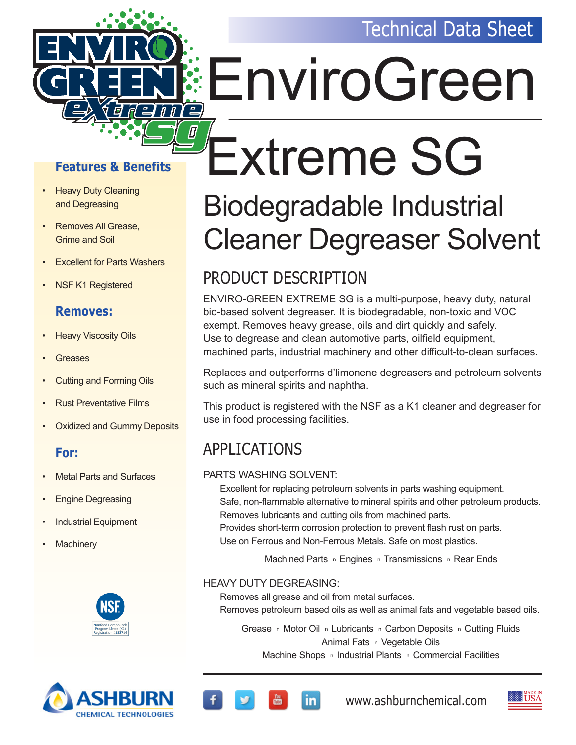Technical Data Sheet

# EnviroGreen Extreme SG

## Biodegradable Industrial Cleaner Degreaser Solvent

### Features & Benefits

- Heavy Duty Cleaning and Degreasing
- Removes All Grease, Grime and Soil
- Excellent for Parts Washers
- NSF K1 Registered

### Removes:

- Heavy Viscosity Oils
- Greases
- Cutting and Forming Oils
- Rust Preventative Films
- Oxidized and Gummy Deposits

### For:

- Metal Parts and Surfaces
- Engine Degreasing
- Industrial Equipment
- Machinery

NSF Nonfood Compounds Program Listed (K1) Registration #153714

## PRODUCT DESCRIPTION

ENVIRO-GREEN EXTREME SG is a multi-purpose, heavy duty, natural bio-based solvent degreaser. It is biodegradable, non-toxic and VOC exempt. Removes heavy grease, oils and dirt quickly and safely. Use to degrease and clean automotive parts, oilfield equipment, machined parts, industrial machinery and other difficult-to-clean surfaces.

Replaces and outperforms d'limonene degreasers and petroleum solvents such as mineral spirits and naphtha.

This product is registered with the NSF as a K1 cleaner and degreaser for use in food processing facilities.

## APPLICATIONS

PARTS WASHING SOLVENT:

Excellent for replacing petroleum solvents in parts washing equipment.
Safe, non-flammable alternative to mineral spirits and other petroleum products.
Removes lubricants and cutting oils from machined parts.
Provides short-term corrosion protection to prevent flash rust on parts.
Use on Ferrous and Non-Ferrous Metals. Safe on most plastics.

Machined Parts ▪ Engines ▪ Transmissions ▪ Rear Ends

HEAVY DUTY DEGREASING:

Removes all grease and oil from metal surfaces.
Removes petroleum based oils as well as animal fats and vegetable based oils.

Grease ▪ Motor Oil ▪ Lubricants ▪ Carbon Deposits ▪ Cutting Fluids
Animal Fats ▪ Vegetable Oils
Machine Shops ▪ Industrial Plants ▪ Commercial Facilities

ASHBURN CHEMICAL TECHNOLOGIES

www.ashburnchemical.com

MADE IN USA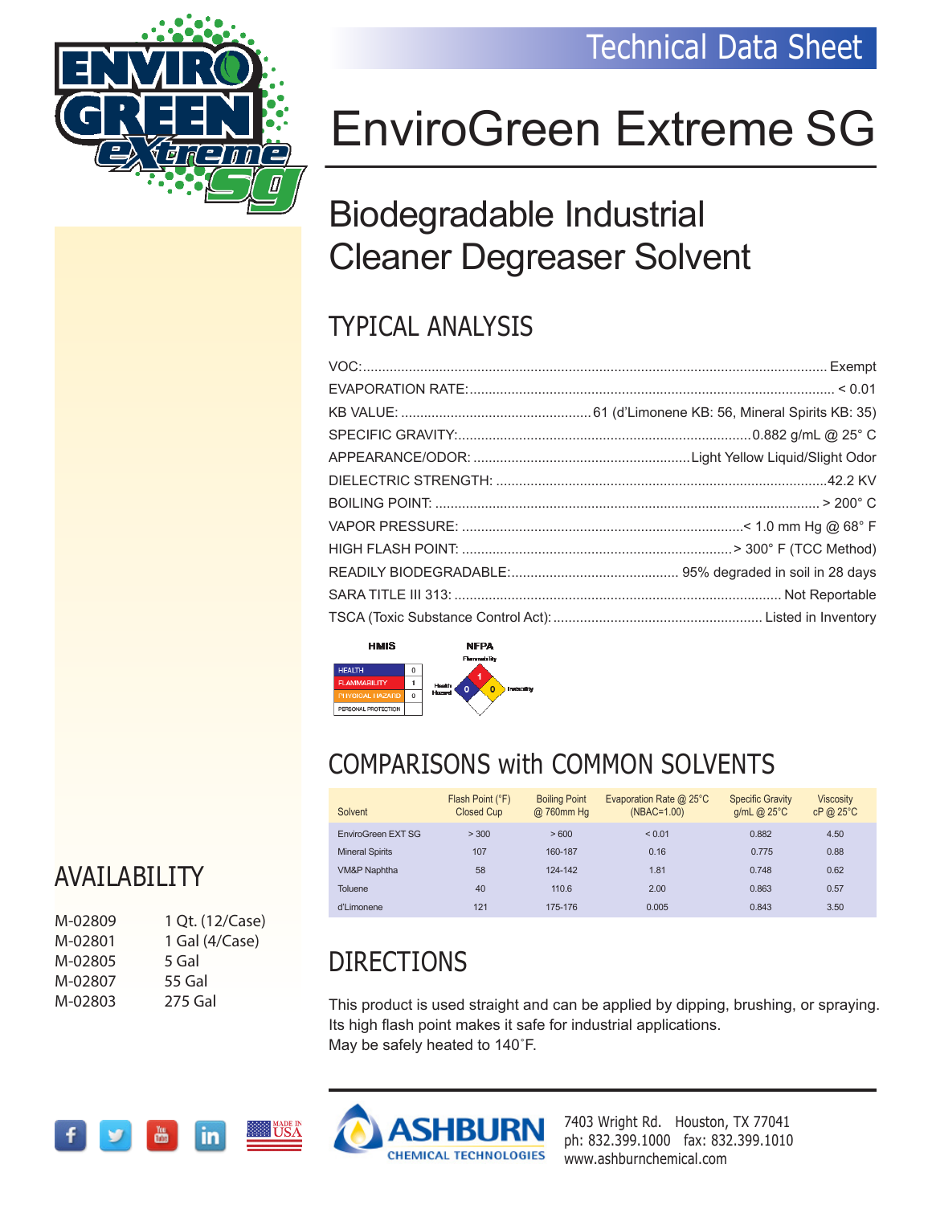Technical Data Sheet

# EnviroGreen Extreme SG

## Biodegradable Industrial Cleaner Degreaser Solvent

## TYPICAL ANALYSIS

| | |
|---|---|
| VOC: | Exempt |
| EVAPORATION RATE: | < 0.01 |
| KB VALUE: | 61 (d'Limonene KB: 56, Mineral Spirits KB: 35) |
| SPECIFIC GRAVITY: | 0.882 g/mL @ 25° C |
| APPEARANCE/ODOR: | Light Yellow Liquid/Slight Odor |
| DIELECTRIC STRENGTH: | 42.2 KV |
| BOILING POINT: | > 200° C |
| VAPOR PRESSURE: | < 1.0 mm Hg @ 68° F |
| HIGH FLASH POINT: | > 300° F (TCC Method) |
| READILY BIODEGRADABLE: | 95% degraded in soil in 28 days |
| SARA TITLE III 313: | Not Reportable |
| TSCA (Toxic Substance Control Act): | Listed in Inventory |

HMIS

| | |
|---|---|
| HEALTH | 0 |
| FLAMMABILITY | 1 |
| PHYSICAL HAZARD | 0 |
| PERSONAL PROTECTION | |

NFPA

Flammability: 1
Health Hazard: 0
Instability: 0

## COMPARISONS with COMMON SOLVENTS

| Solvent | Flash Point (°F) Closed Cup | Boiling Point @ 760mm Hg | Evaporation Rate @ 25°C (NBAC=1.00) | Specific Gravity g/mL @ 25°C | Viscosity cP @ 25°C |
|---|---|---|---|---|---|
| EnviroGreen EXT SG | > 300 | > 600 | < 0.01 | 0.882 | 4.50 |
| Mineral Spirits | 107 | 160-187 | 0.16 | 0.775 | 0.88 |
| VM&P Naphtha | 58 | 124-142 | 1.81 | 0.748 | 0.62 |
| Toluene | 40 | 110.6 | 2.00 | 0.863 | 0.57 |
| d'Limonene | 121 | 175-176 | 0.005 | 0.843 | 3.50 |

## AVAILABILITY

| | |
|---|---|
| M-02809 | 1 Qt. (12/Case) |
| M-02801 | 1 Gal (4/Case) |
| M-02805 | 5 Gal |
| M-02807 | 55 Gal |
| M-02803 | 275 Gal |

## DIRECTIONS

This product is used straight and can be applied by dipping, brushing, or spraying. Its high flash point makes it safe for industrial applications.
May be safely heated to 140˚F.

MADE IN USA

ASHBURN CHEMICAL TECHNOLOGIES
7403 Wright Rd. Houston, TX 77041
ph: 832.399.1000 fax: 832.399.1010
www.ashburnchemical.com